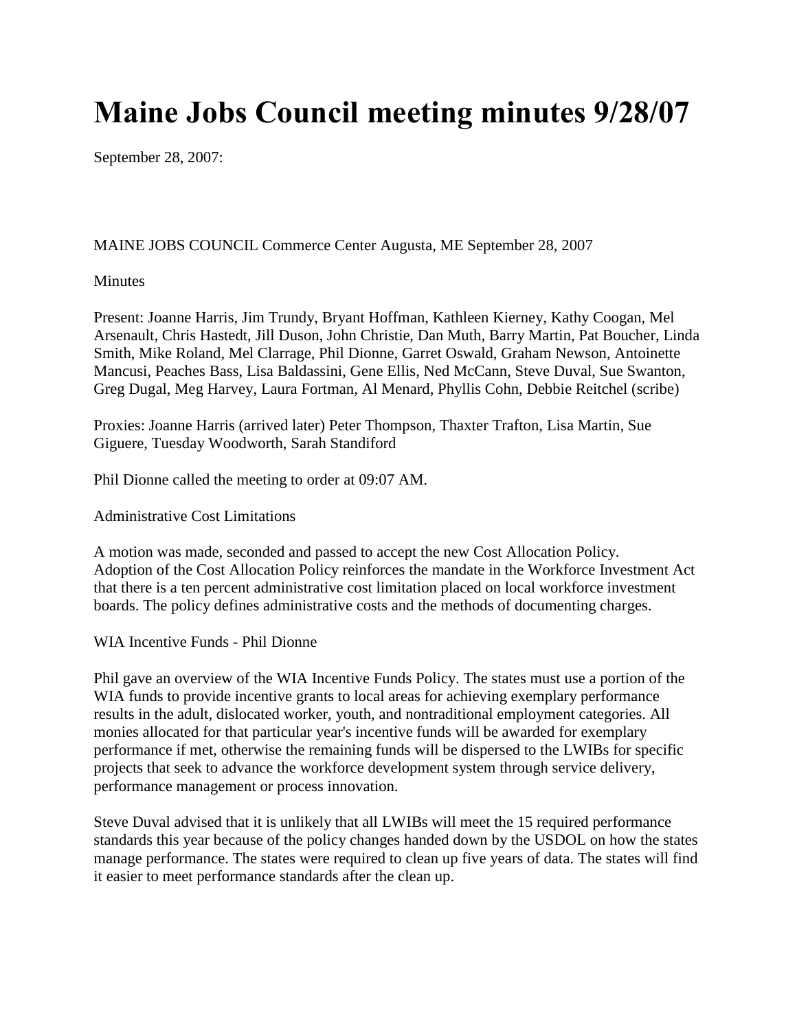# Maine Jobs Council meeting minutes 9/28/07

September 28, 2007:

MAINE JOBS COUNCIL Commerce Center Augusta, ME September 28, 2007

Minutes

Present: Joanne Harris, Jim Trundy, Bryant Hoffman, Kathleen Kierney, Kathy Coogan, Mel Arsenault, Chris Hastedt, Jill Duson, John Christie, Dan Muth, Barry Martin, Pat Boucher, Linda Smith, Mike Roland, Mel Clarrage, Phil Dionne, Garret Oswald, Graham Newson, Antoinette Mancusi, Peaches Bass, Lisa Baldassini, Gene Ellis, Ned McCann, Steve Duval, Sue Swanton, Greg Dugal, Meg Harvey, Laura Fortman, Al Menard, Phyllis Cohn, Debbie Reitchel (scribe)

Proxies: Joanne Harris (arrived later) Peter Thompson, Thaxter Trafton, Lisa Martin, Sue Giguere, Tuesday Woodworth, Sarah Standiford

Phil Dionne called the meeting to order at 09:07 AM.

Administrative Cost Limitations

A motion was made, seconded and passed to accept the new Cost Allocation Policy. Adoption of the Cost Allocation Policy reinforces the mandate in the Workforce Investment Act that there is a ten percent administrative cost limitation placed on local workforce investment boards. The policy defines administrative costs and the methods of documenting charges.

WIA Incentive Funds - Phil Dionne

Phil gave an overview of the WIA Incentive Funds Policy. The states must use a portion of the WIA funds to provide incentive grants to local areas for achieving exemplary performance results in the adult, dislocated worker, youth, and nontraditional employment categories. All monies allocated for that particular year's incentive funds will be awarded for exemplary performance if met, otherwise the remaining funds will be dispersed to the LWIBs for specific projects that seek to advance the workforce development system through service delivery, performance management or process innovation.

Steve Duval advised that it is unlikely that all LWIBs will meet the 15 required performance standards this year because of the policy changes handed down by the USDOL on how the states manage performance. The states were required to clean up five years of data. The states will find it easier to meet performance standards after the clean up.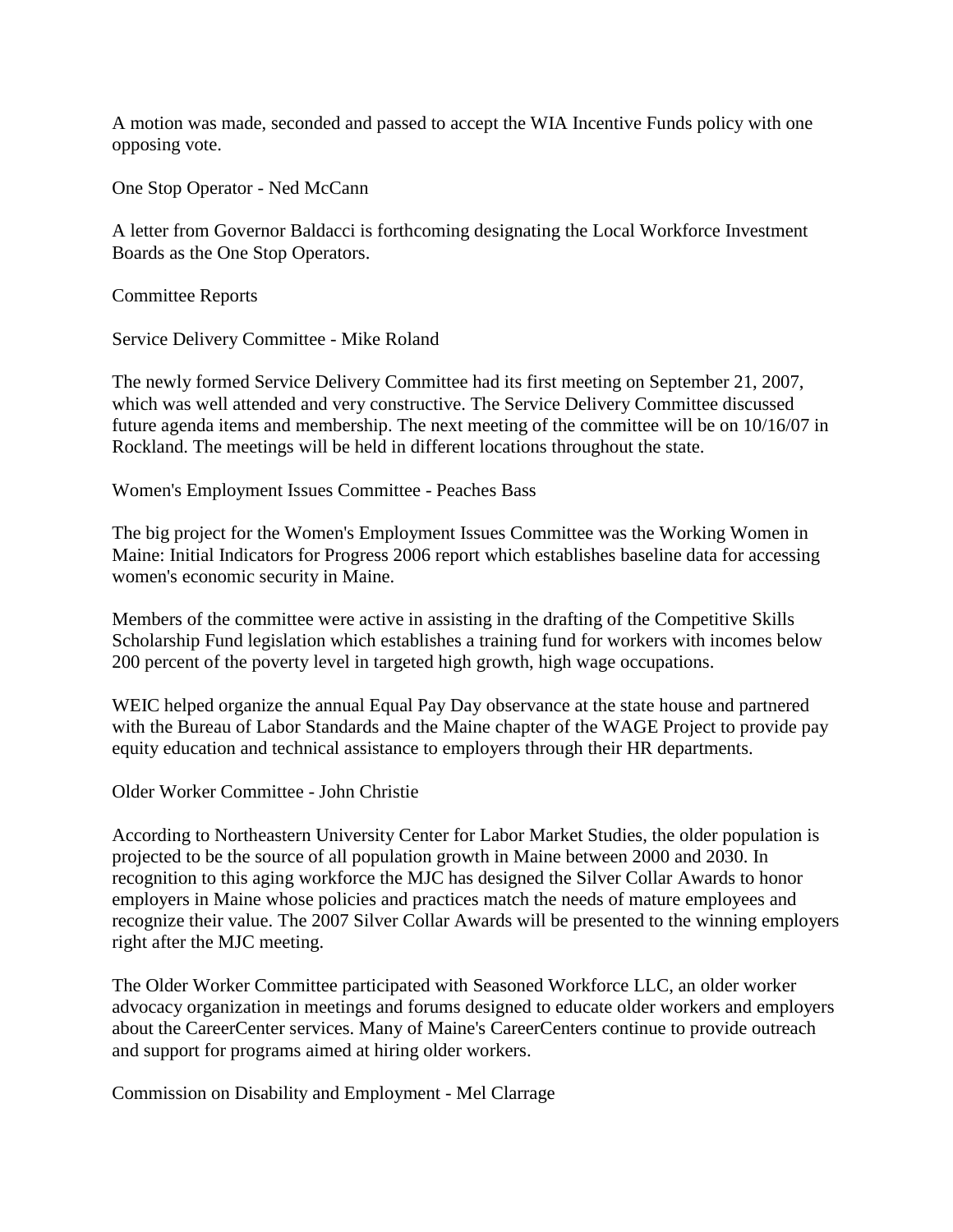A motion was made, seconded and passed to accept the WIA Incentive Funds policy with one opposing vote.

One Stop Operator - Ned McCann

A letter from Governor Baldacci is forthcoming designating the Local Workforce Investment Boards as the One Stop Operators.

Committee Reports

Service Delivery Committee - Mike Roland

The newly formed Service Delivery Committee had its first meeting on September 21, 2007, which was well attended and very constructive. The Service Delivery Committee discussed future agenda items and membership. The next meeting of the committee will be on 10/16/07 in Rockland. The meetings will be held in different locations throughout the state.

Women's Employment Issues Committee - Peaches Bass

The big project for the Women's Employment Issues Committee was the Working Women in Maine: Initial Indicators for Progress 2006 report which establishes baseline data for accessing women's economic security in Maine.

Members of the committee were active in assisting in the drafting of the Competitive Skills Scholarship Fund legislation which establishes a training fund for workers with incomes below 200 percent of the poverty level in targeted high growth, high wage occupations.

WEIC helped organize the annual Equal Pay Day observance at the state house and partnered with the Bureau of Labor Standards and the Maine chapter of the WAGE Project to provide pay equity education and technical assistance to employers through their HR departments.

Older Worker Committee - John Christie

According to Northeastern University Center for Labor Market Studies, the older population is projected to be the source of all population growth in Maine between 2000 and 2030. In recognition to this aging workforce the MJC has designed the Silver Collar Awards to honor employers in Maine whose policies and practices match the needs of mature employees and recognize their value. The 2007 Silver Collar Awards will be presented to the winning employers right after the MJC meeting.

The Older Worker Committee participated with Seasoned Workforce LLC, an older worker advocacy organization in meetings and forums designed to educate older workers and employers about the CareerCenter services. Many of Maine's CareerCenters continue to provide outreach and support for programs aimed at hiring older workers.

Commission on Disability and Employment - Mel Clarrage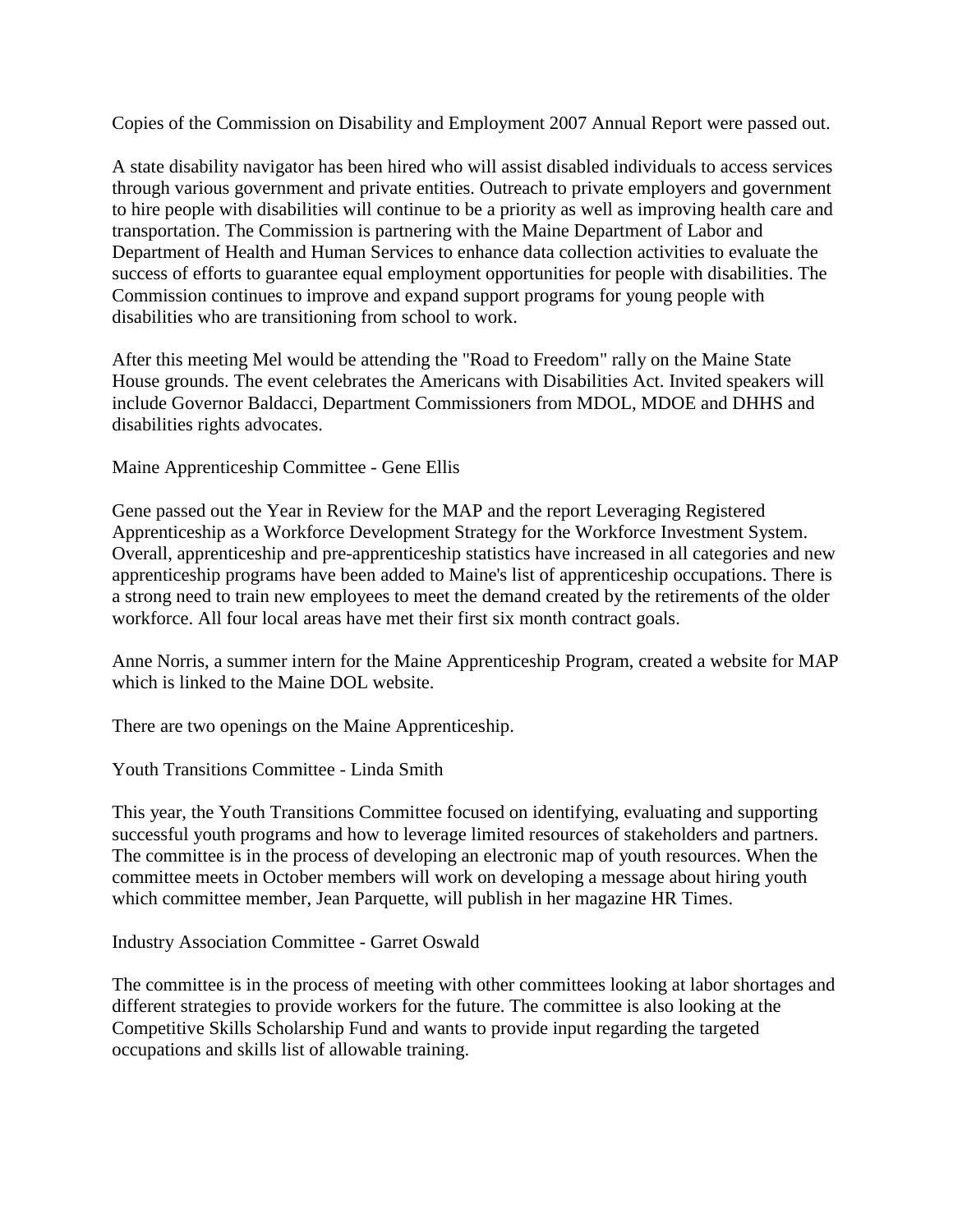Copies of the Commission on Disability and Employment 2007 Annual Report were passed out.

A state disability navigator has been hired who will assist disabled individuals to access services through various government and private entities. Outreach to private employers and government to hire people with disabilities will continue to be a priority as well as improving health care and transportation. The Commission is partnering with the Maine Department of Labor and Department of Health and Human Services to enhance data collection activities to evaluate the success of efforts to guarantee equal employment opportunities for people with disabilities. The Commission continues to improve and expand support programs for young people with disabilities who are transitioning from school to work.

After this meeting Mel would be attending the "Road to Freedom" rally on the Maine State House grounds. The event celebrates the Americans with Disabilities Act. Invited speakers will include Governor Baldacci, Department Commissioners from MDOL, MDOE and DHHS and disabilities rights advocates.

Maine Apprenticeship Committee - Gene Ellis

Gene passed out the Year in Review for the MAP and the report Leveraging Registered Apprenticeship as a Workforce Development Strategy for the Workforce Investment System. Overall, apprenticeship and pre-apprenticeship statistics have increased in all categories and new apprenticeship programs have been added to Maine's list of apprenticeship occupations. There is a strong need to train new employees to meet the demand created by the retirements of the older workforce. All four local areas have met their first six month contract goals.

Anne Norris, a summer intern for the Maine Apprenticeship Program, created a website for MAP which is linked to the Maine DOL website.

There are two openings on the Maine Apprenticeship.

Youth Transitions Committee - Linda Smith

This year, the Youth Transitions Committee focused on identifying, evaluating and supporting successful youth programs and how to leverage limited resources of stakeholders and partners. The committee is in the process of developing an electronic map of youth resources. When the committee meets in October members will work on developing a message about hiring youth which committee member, Jean Parquette, will publish in her magazine HR Times.

Industry Association Committee - Garret Oswald

The committee is in the process of meeting with other committees looking at labor shortages and different strategies to provide workers for the future. The committee is also looking at the Competitive Skills Scholarship Fund and wants to provide input regarding the targeted occupations and skills list of allowable training.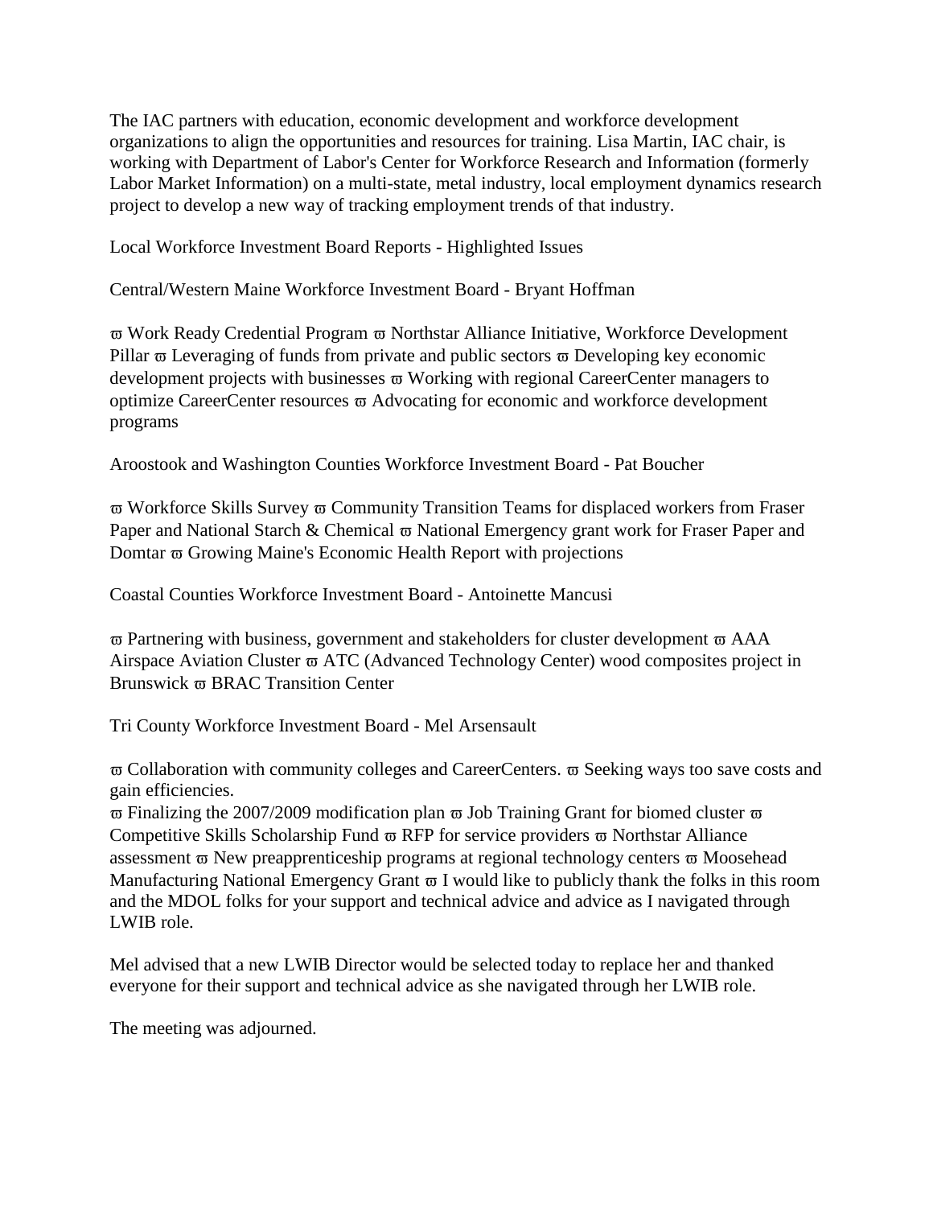The IAC partners with education, economic development and workforce development organizations to align the opportunities and resources for training. Lisa Martin, IAC chair, is working with Department of Labor's Center for Workforce Research and Information (formerly Labor Market Information) on a multi-state, metal industry, local employment dynamics research project to develop a new way of tracking employment trends of that industry.

Local Workforce Investment Board Reports - Highlighted Issues

Central/Western Maine Workforce Investment Board - Bryant Hoffman

ϖ Work Ready Credential Program ϖ Northstar Alliance Initiative, Workforce Development Pillar ϖ Leveraging of funds from private and public sectors ϖ Developing key economic development projects with businesses ϖ Working with regional CareerCenter managers to optimize CareerCenter resources ϖ Advocating for economic and workforce development programs

Aroostook and Washington Counties Workforce Investment Board - Pat Boucher

ϖ Workforce Skills Survey ϖ Community Transition Teams for displaced workers from Fraser Paper and National Starch & Chemical ϖ National Emergency grant work for Fraser Paper and Domtar ϖ Growing Maine's Economic Health Report with projections

Coastal Counties Workforce Investment Board - Antoinette Mancusi

ϖ Partnering with business, government and stakeholders for cluster development ϖ AAA Airspace Aviation Cluster ϖ ATC (Advanced Technology Center) wood composites project in Brunswick ϖ BRAC Transition Center

Tri County Workforce Investment Board - Mel Arsensault

ϖ Collaboration with community colleges and CareerCenters. ϖ Seeking ways too save costs and gain efficiencies.
ϖ Finalizing the 2007/2009 modification plan ϖ Job Training Grant for biomed cluster ϖ Competitive Skills Scholarship Fund ϖ RFP for service providers ϖ Northstar Alliance assessment ϖ New preapprenticeship programs at regional technology centers ϖ Moosehead Manufacturing National Emergency Grant ϖ I would like to publicly thank the folks in this room and the MDOL folks for your support and technical advice and advice as I navigated through LWIB role.

Mel advised that a new LWIB Director would be selected today to replace her and thanked everyone for their support and technical advice as she navigated through her LWIB role.

The meeting was adjourned.